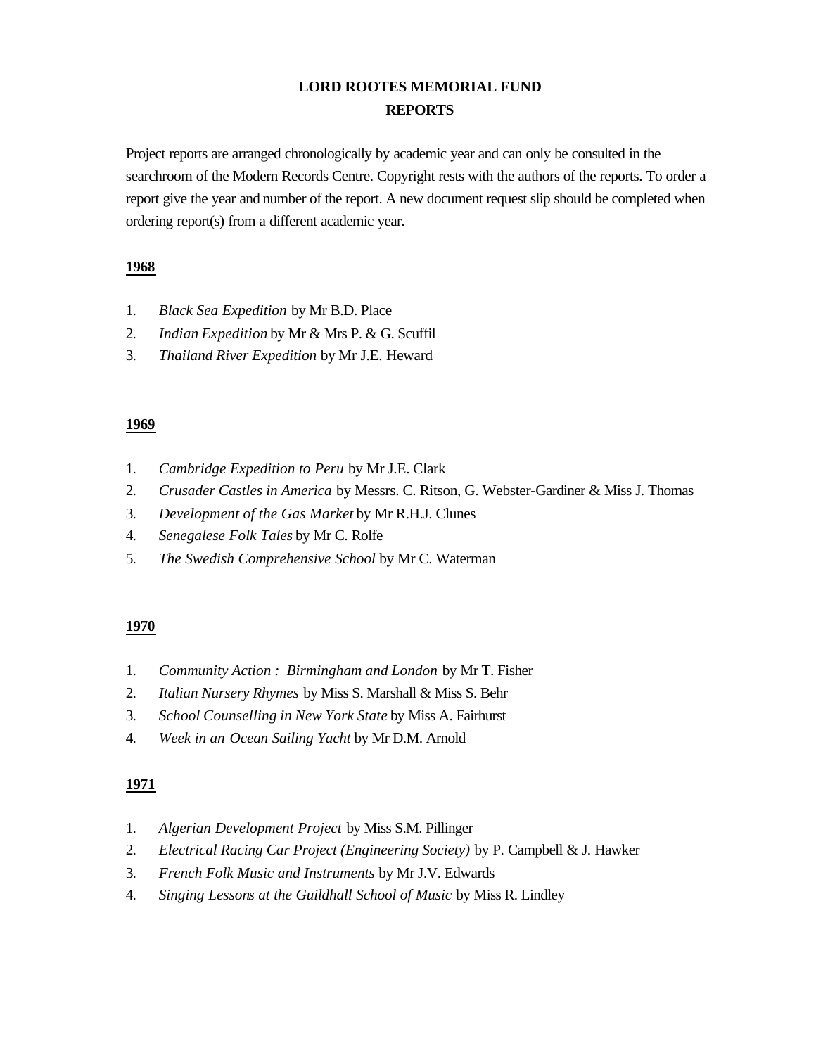# LORD ROOTES MEMORIAL FUND
## REPORTS

Project reports are arranged chronologically by academic year and can only be consulted in the searchroom of the Modern Records Centre. Copyright rests with the authors of the reports. To order a report give the year and number of the report. A new document request slip should be completed when ordering report(s) from a different academic year.

### 1968

1. *Black Sea Expedition* by Mr B.D. Place
2. *Indian Expedition* by Mr & Mrs P. & G. Scuffil
3. *Thailand River Expedition* by Mr J.E. Heward

### 1969

1. *Cambridge Expedition to Peru* by Mr J.E. Clark
2. *Crusader Castles in America* by Messrs. C. Ritson, G. Webster-Gardiner & Miss J. Thomas
3. *Development of the Gas Market* by Mr R.H.J. Clunes
4. *Senegalese Folk Tales* by Mr C. Rolfe
5. *The Swedish Comprehensive School* by Mr C. Waterman

### 1970

1. *Community Action : Birmingham and London* by Mr T. Fisher
2. *Italian Nursery Rhymes* by Miss S. Marshall & Miss S. Behr
3. *School Counselling in New York State* by Miss A. Fairhurst
4. *Week in an Ocean Sailing Yacht* by Mr D.M. Arnold

### 1971

1. *Algerian Development Project* by Miss S.M. Pillinger
2. *Electrical Racing Car Project (Engineering Society)* by P. Campbell & J. Hawker
3. *French Folk Music and Instruments* by Mr J.V. Edwards
4. *Singing Lessons at the Guildhall School of Music* by Miss R. Lindley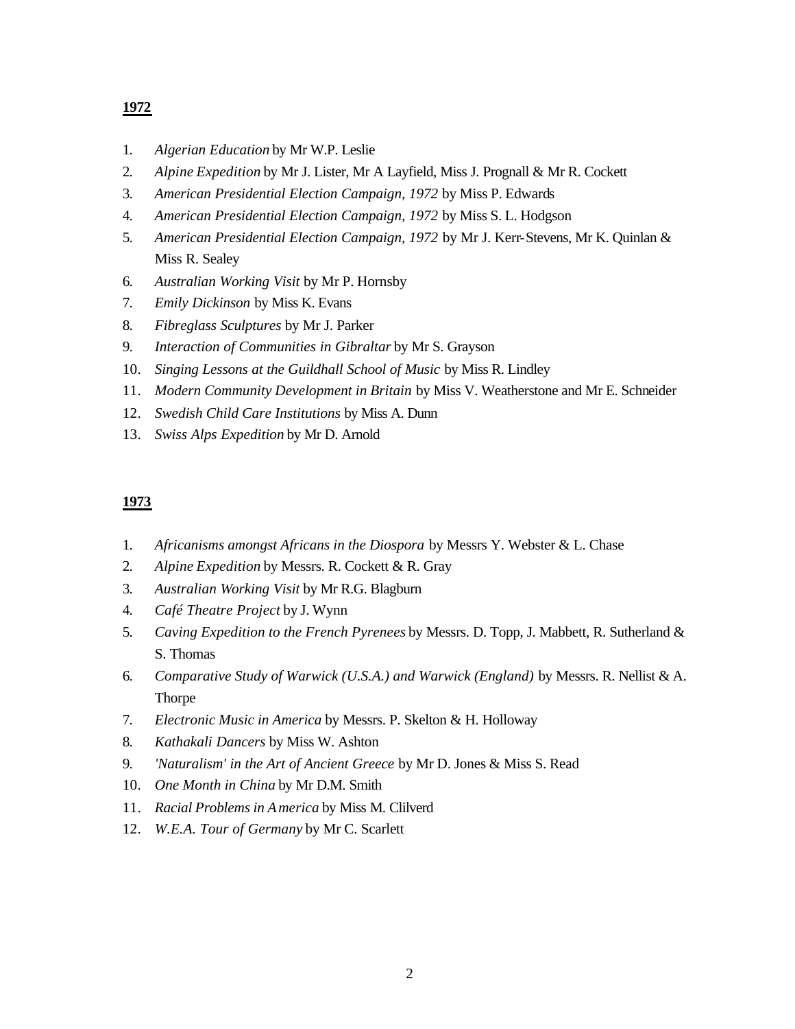**1972**

1. *Algerian Education* by Mr W.P. Leslie
2. *Alpine Expedition* by Mr J. Lister, Mr A Layfield, Miss J. Prognall & Mr R. Cockett
3. *American Presidential Election Campaign, 1972* by Miss P. Edwards
4. *American Presidential Election Campaign, 1972* by Miss S. L. Hodgson
5. *American Presidential Election Campaign, 1972* by Mr J. Kerr-Stevens, Mr K. Quinlan & Miss R. Sealey
6. *Australian Working Visit* by Mr P. Hornsby
7. *Emily Dickinson* by Miss K. Evans
8. *Fibreglass Sculptures* by Mr J. Parker
9. *Interaction of Communities in Gibraltar* by Mr S. Grayson
10. *Singing Lessons at the Guildhall School of Music* by Miss R. Lindley
11. *Modern Community Development in Britain* by Miss V. Weatherstone and Mr E. Schneider
12. *Swedish Child Care Institutions* by Miss A. Dunn
13. *Swiss Alps Expedition* by Mr D. Arnold

**1973**

1. *Africanisms amongst Africans in the Diospora* by Messrs Y. Webster & L. Chase
2. *Alpine Expedition* by Messrs. R. Cockett & R. Gray
3. *Australian Working Visit* by Mr R.G. Blagburn
4. *Café Theatre Project* by J. Wynn
5. *Caving Expedition to the French Pyrenees* by Messrs. D. Topp, J. Mabbett, R. Sutherland & S. Thomas
6. *Comparative Study of Warwick (U.S.A.) and Warwick (England)* by Messrs. R. Nellist & A. Thorpe
7. *Electronic Music in America* by Messrs. P. Skelton & H. Holloway
8. *Kathakali Dancers* by Miss W. Ashton
9. *'Naturalism' in the Art of Ancient Greece* by Mr D. Jones & Miss S. Read
10. *One Month in China* by Mr D.M. Smith
11. *Racial Problems in America* by Miss M. Clilverd
12. *W.E.A. Tour of Germany* by Mr C. Scarlett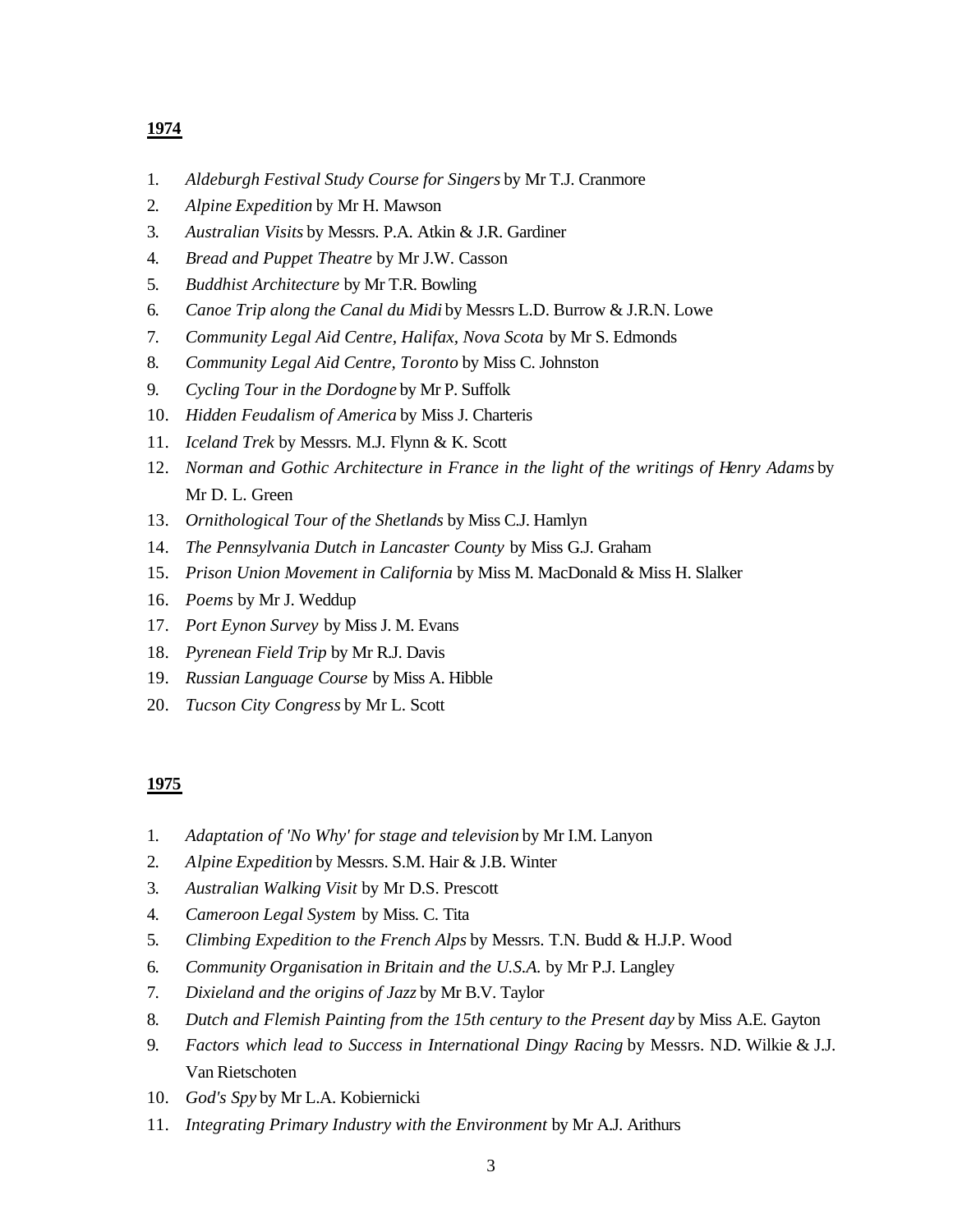**1974**

1. *Aldeburgh Festival Study Course for Singers* by Mr T.J. Cranmore
2. *Alpine Expedition* by Mr H. Mawson
3. *Australian Visits* by Messrs. P.A. Atkin & J.R. Gardiner
4. *Bread and Puppet Theatre* by Mr J.W. Casson
5. *Buddhist Architecture* by Mr T.R. Bowling
6. *Canoe Trip along the Canal du Midi* by Messrs L.D. Burrow & J.R.N. Lowe
7. *Community Legal Aid Centre, Halifax, Nova Scota* by Mr S. Edmonds
8. *Community Legal Aid Centre, Toronto* by Miss C. Johnston
9. *Cycling Tour in the Dordogne* by Mr P. Suffolk
10. *Hidden Feudalism of America* by Miss J. Charteris
11. *Iceland Trek* by Messrs. M.J. Flynn & K. Scott
12. *Norman and Gothic Architecture in France in the light of the writings of Henry Adams* by Mr D. L. Green
13. *Ornithological Tour of the Shetlands* by Miss C.J. Hamlyn
14. *The Pennsylvania Dutch in Lancaster County* by Miss G.J. Graham
15. *Prison Union Movement in California* by Miss M. MacDonald & Miss H. Slalker
16. *Poems* by Mr J. Weddup
17. *Port Eynon Survey* by Miss J. M. Evans
18. *Pyrenean Field Trip* by Mr R.J. Davis
19. *Russian Language Course* by Miss A. Hibble
20. *Tucson City Congress* by Mr L. Scott

**1975**

1. *Adaptation of 'No Why' for stage and television* by Mr I.M. Lanyon
2. *Alpine Expedition* by Messrs. S.M. Hair & J.B. Winter
3. *Australian Walking Visit* by Mr D.S. Prescott
4. *Cameroon Legal System* by Miss. C. Tita
5. *Climbing Expedition to the French Alps* by Messrs. T.N. Budd & H.J.P. Wood
6. *Community Organisation in Britain and the U.S.A.* by Mr P.J. Langley
7. *Dixieland and the origins of Jazz* by Mr B.V. Taylor
8. *Dutch and Flemish Painting from the 15th century to the Present day* by Miss A.E. Gayton
9. *Factors which lead to Success in International Dingy Racing* by Messrs. N.D. Wilkie & J.J. Van Rietschoten
10. *God's Spy* by Mr L.A. Kobiernicki
11. *Integrating Primary Industry with the Environment* by Mr A.J. Arithurs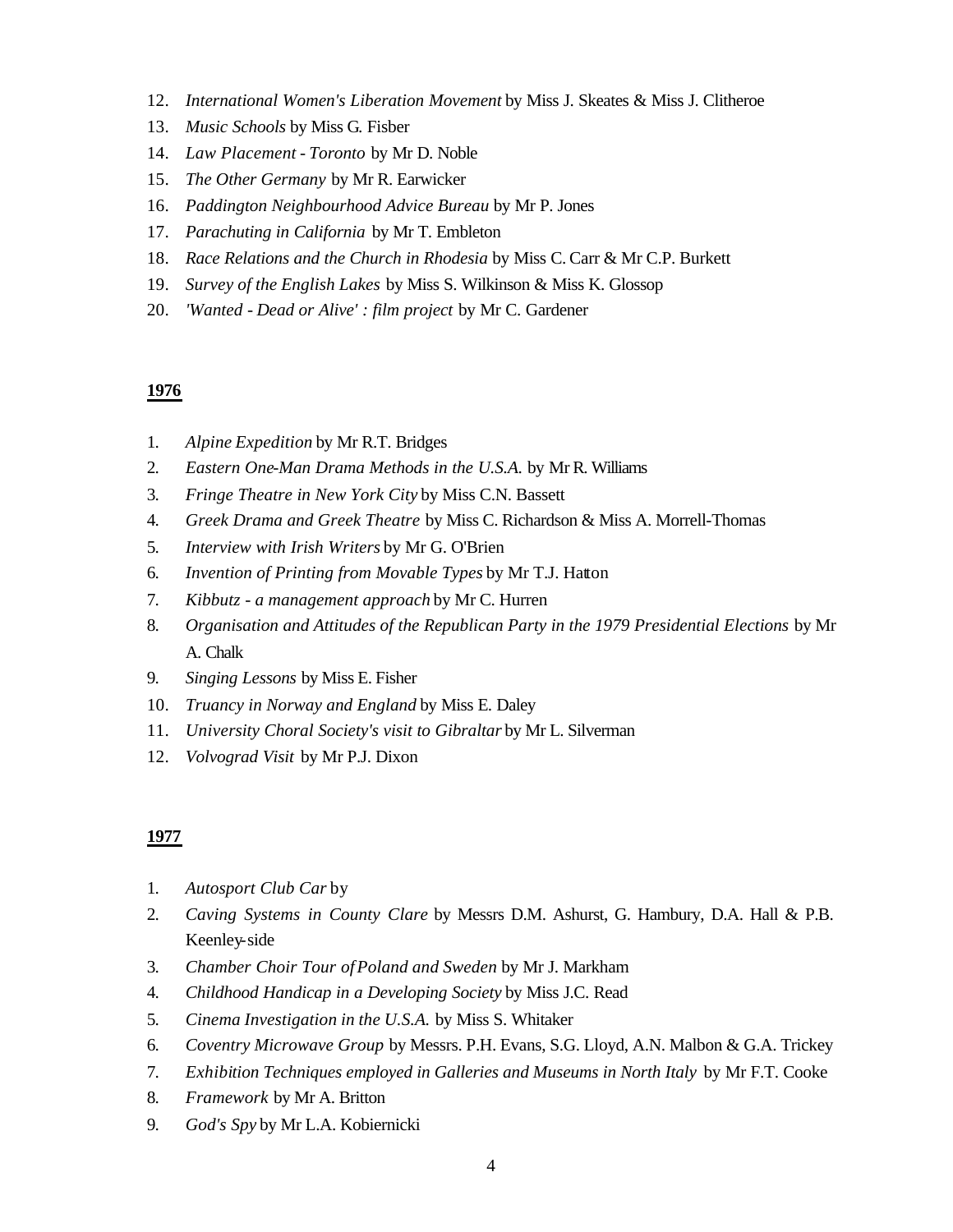12. *International Women's Liberation Movement* by Miss J. Skeates & Miss J. Clitheroe
13. *Music Schools* by Miss G. Fisber
14. *Law Placement - Toronto* by Mr D. Noble
15. *The Other Germany* by Mr R. Earwicker
16. *Paddington Neighbourhood Advice Bureau* by Mr P. Jones
17. *Parachuting in California* by Mr T. Embleton
18. *Race Relations and the Church in Rhodesia* by Miss C. Carr & Mr C.P. Burkett
19. *Survey of the English Lakes* by Miss S. Wilkinson & Miss K. Glossop
20. *'Wanted - Dead or Alive' : film project* by Mr C. Gardener

**1976**

1. *Alpine Expedition* by Mr R.T. Bridges
2. *Eastern One-Man Drama Methods in the U.S.A.* by Mr R. Williams
3. *Fringe Theatre in New York City* by Miss C.N. Bassett
4. *Greek Drama and Greek Theatre* by Miss C. Richardson & Miss A. Morrell-Thomas
5. *Interview with Irish Writers* by Mr G. O'Brien
6. *Invention of Printing from Movable Types* by Mr T.J. Hatton
7. *Kibbutz - a management approach* by Mr C. Hurren
8. *Organisation and Attitudes of the Republican Party in the 1979 Presidential Elections* by Mr A. Chalk
9. *Singing Lessons* by Miss E. Fisher
10. *Truancy in Norway and England* by Miss E. Daley
11. *University Choral Society's visit to Gibraltar* by Mr L. Silverman
12. *Volvograd Visit* by Mr P.J. Dixon

**1977**

1. *Autosport Club Car* by
2. *Caving Systems in County Clare* by Messrs D.M. Ashurst, G. Hambury, D.A. Hall & P.B. Keenley-side
3. *Chamber Choir Tour of Poland and Sweden* by Mr J. Markham
4. *Childhood Handicap in a Developing Society* by Miss J.C. Read
5. *Cinema Investigation in the U.S.A.* by Miss S. Whitaker
6. *Coventry Microwave Group* by Messrs. P.H. Evans, S.G. Lloyd, A.N. Malbon & G.A. Trickey
7. *Exhibition Techniques employed in Galleries and Museums in North Italy* by Mr F.T. Cooke
8. *Framework* by Mr A. Britton
9. *God's Spy* by Mr L.A. Kobiernicki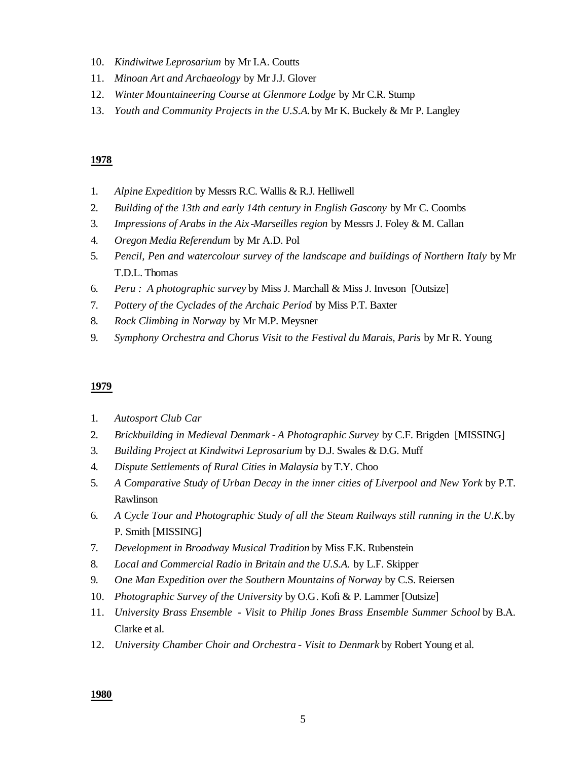10. *Kindiwitwe Leprosarium* by Mr I.A. Coutts
11. *Minoan Art and Archaeology* by Mr J.J. Glover
12. *Winter Mountaineering Course at Glenmore Lodge* by Mr C.R. Stump
13. *Youth and Community Projects in the U.S.A.* by Mr K. Buckely & Mr P. Langley

**<u>1978</u>**

1. *Alpine Expedition* by Messrs R.C. Wallis & R.J. Helliwell
2. *Building of the 13th and early 14th century in English Gascony* by Mr C. Coombs
3. *Impressions of Arabs in the Aix-Marseilles region* by Messrs J. Foley & M. Callan
4. *Oregon Media Referendum* by Mr A.D. Pol
5. *Pencil, Pen and watercolour survey of the landscape and buildings of Northern Italy* by Mr T.D.L. Thomas
6. *Peru : A photographic survey* by Miss J. Marchall & Miss J. Inveson [Outsize]
7. *Pottery of the Cyclades of the Archaic Period* by Miss P.T. Baxter
8. *Rock Climbing in Norway* by Mr M.P. Meysner
9. *Symphony Orchestra and Chorus Visit to the Festival du Marais, Paris* by Mr R. Young

**<u>1979</u>**

1. *Autosport Club Car*
2. *Brickbuilding in Medieval Denmark - A Photographic Survey* by C.F. Brigden [MISSING]
3. *Building Project at Kindwitwi Leprosarium* by D.J. Swales & D.G. Muff
4. *Dispute Settlements of Rural Cities in Malaysia* by T.Y. Choo
5. *A Comparative Study of Urban Decay in the inner cities of Liverpool and New York* by P.T. Rawlinson
6. *A Cycle Tour and Photographic Study of all the Steam Railways still running in the U.K.* by P. Smith [MISSING]
7. *Development in Broadway Musical Tradition* by Miss F.K. Rubenstein
8. *Local and Commercial Radio in Britain and the U.S.A.* by L.F. Skipper
9. *One Man Expedition over the Southern Mountains of Norway* by C.S. Reiersen
10. *Photographic Survey of the University* by O.G. Kofi & P. Lammer [Outsize]
11. *University Brass Ensemble - Visit to Philip Jones Brass Ensemble Summer School* by B.A. Clarke et al.
12. *University Chamber Choir and Orchestra - Visit to Denmark* by Robert Young et al.

**<u>1980</u>**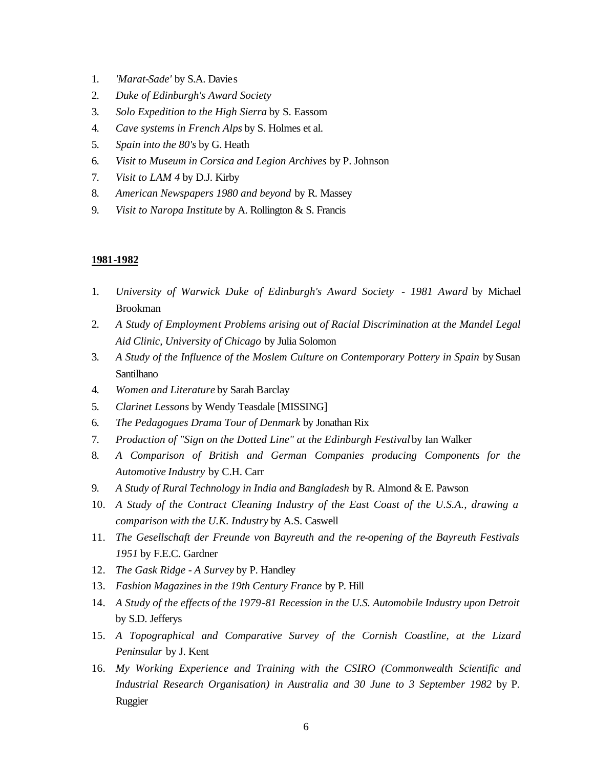1. *'Marat-Sade'* by S.A. Davies
2. *Duke of Edinburgh's Award Society*
3. *Solo Expedition to the High Sierra* by S. Eassom
4. *Cave systems in French Alps* by S. Holmes et al.
5. *Spain into the 80's* by G. Heath
6. *Visit to Museum in Corsica and Legion Archives* by P. Johnson
7. *Visit to LAM 4* by D.J. Kirby
8. *American Newspapers 1980 and beyond* by R. Massey
9. *Visit to Naropa Institute* by A. Rollington & S. Francis

**1981-1982**

1. *University of Warwick Duke of Edinburgh's Award Society - 1981 Award* by Michael Brookman
2. *A Study of Employment Problems arising out of Racial Discrimination at the Mandel Legal Aid Clinic, University of Chicago* by Julia Solomon
3. *A Study of the Influence of the Moslem Culture on Contemporary Pottery in Spain* by Susan Santilhano
4. *Women and Literature* by Sarah Barclay
5. *Clarinet Lessons* by Wendy Teasdale [MISSING]
6. *The Pedagogues Drama Tour of Denmark* by Jonathan Rix
7. *Production of "Sign on the Dotted Line" at the Edinburgh Festival* by Ian Walker
8. *A Comparison of British and German Companies producing Components for the Automotive Industry* by C.H. Carr
9. *A Study of Rural Technology in India and Bangladesh* by R. Almond & E. Pawson
10. *A Study of the Contract Cleaning Industry of the East Coast of the U.S.A., drawing a comparison with the U.K. Industry* by A.S. Caswell
11. *The Gesellschaft der Freunde von Bayreuth and the re-opening of the Bayreuth Festivals 1951* by F.E.C. Gardner
12. *The Gask Ridge - A Survey* by P. Handley
13. *Fashion Magazines in the 19th Century France* by P. Hill
14. *A Study of the effects of the 1979-81 Recession in the U.S. Automobile Industry upon Detroit* by S.D. Jefferys
15. *A Topographical and Comparative Survey of the Cornish Coastline, at the Lizard Peninsular* by J. Kent
16. *My Working Experience and Training with the CSIRO (Commonwealth Scientific and Industrial Research Organisation) in Australia and 30 June to 3 September 1982* by P. Ruggier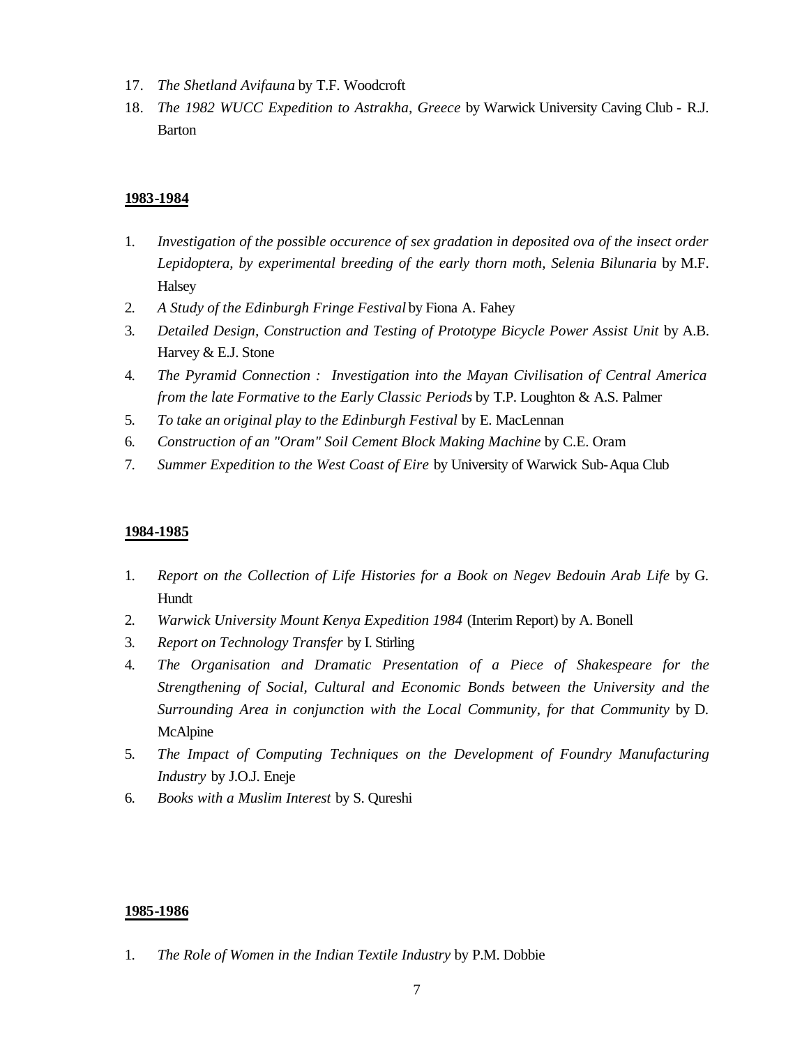17. *The Shetland Avifauna* by T.F. Woodcroft
18. *The 1982 WUCC Expedition to Astrakha, Greece* by Warwick University Caving Club - R.J. Barton

**<u>1983-1984</u>**

1. *Investigation of the possible occurence of sex gradation in deposited ova of the insect order Lepidoptera, by experimental breeding of the early thorn moth, Selenia Bilunaria* by M.F. Halsey
2. *A Study of the Edinburgh Fringe Festival* by Fiona A. Fahey
3. *Detailed Design, Construction and Testing of Prototype Bicycle Power Assist Unit* by A.B. Harvey & E.J. Stone
4. *The Pyramid Connection : Investigation into the Mayan Civilisation of Central America from the late Formative to the Early Classic Periods* by T.P. Loughton & A.S. Palmer
5. *To take an original play to the Edinburgh Festival* by E. MacLennan
6. *Construction of an "Oram" Soil Cement Block Making Machine* by C.E. Oram
7. *Summer Expedition to the West Coast of Eire* by University of Warwick Sub-Aqua Club

**<u>1984-1985</u>**

1. *Report on the Collection of Life Histories for a Book on Negev Bedouin Arab Life* by G. Hundt
2. *Warwick University Mount Kenya Expedition 1984* (Interim Report) by A. Bonell
3. *Report on Technology Transfer* by I. Stirling
4. *The Organisation and Dramatic Presentation of a Piece of Shakespeare for the Strengthening of Social, Cultural and Economic Bonds between the University and the Surrounding Area in conjunction with the Local Community, for that Community* by D. McAlpine
5. *The Impact of Computing Techniques on the Development of Foundry Manufacturing Industry* by J.O.J. Eneje
6. *Books with a Muslim Interest* by S. Qureshi

**<u>1985-1986</u>**

1. *The Role of Women in the Indian Textile Industry* by P.M. Dobbie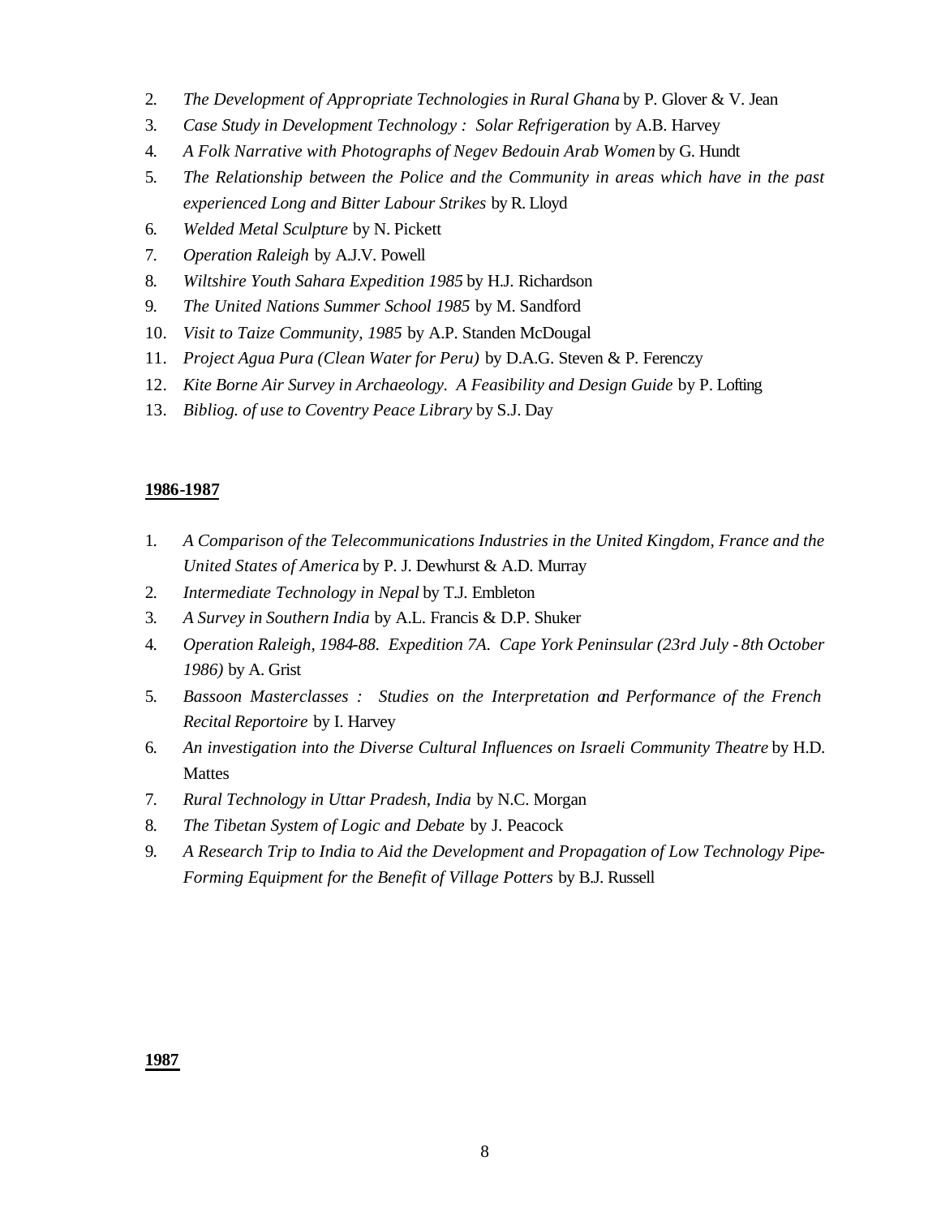2. *The Development of Appropriate Technologies in Rural Ghana* by P. Glover & V. Jean
3. *Case Study in Development Technology : Solar Refrigeration* by A.B. Harvey
4. *A Folk Narrative with Photographs of Negev Bedouin Arab Women* by G. Hundt
5. *The Relationship between the Police and the Community in areas which have in the past experienced Long and Bitter Labour Strikes* by R. Lloyd
6. *Welded Metal Sculpture* by N. Pickett
7. *Operation Raleigh* by A.J.V. Powell
8. *Wiltshire Youth Sahara Expedition 1985* by H.J. Richardson
9. *The United Nations Summer School 1985* by M. Sandford
10. *Visit to Taize Community, 1985* by A.P. Standen McDougal
11. *Project Agua Pura (Clean Water for Peru)* by D.A.G. Steven & P. Ferenczy
12. *Kite Borne Air Survey in Archaeology. A Feasibility and Design Guide* by P. Lofting
13. *Bibliog. of use to Coventry Peace Library* by S.J. Day

**1986-1987**

1. *A Comparison of the Telecommunications Industries in the United Kingdom, France and the United States of America* by P. J. Dewhurst & A.D. Murray
2. *Intermediate Technology in Nepal* by T.J. Embleton
3. *A Survey in Southern India* by A.L. Francis & D.P. Shuker
4. *Operation Raleigh, 1984-88. Expedition 7A. Cape York Peninsular (23rd July - 8th October 1986)* by A. Grist
5. *Bassoon Masterclasses : Studies on the Interpretation and Performance of the French Recital Reportoire* by I. Harvey
6. *An investigation into the Diverse Cultural Influences on Israeli Community Theatre* by H.D. Mattes
7. *Rural Technology in Uttar Pradesh, India* by N.C. Morgan
8. *The Tibetan System of Logic and Debate* by J. Peacock
9. *A Research Trip to India to Aid the Development and Propagation of Low Technology Pipe-Forming Equipment for the Benefit of Village Potters* by B.J. Russell

**1987**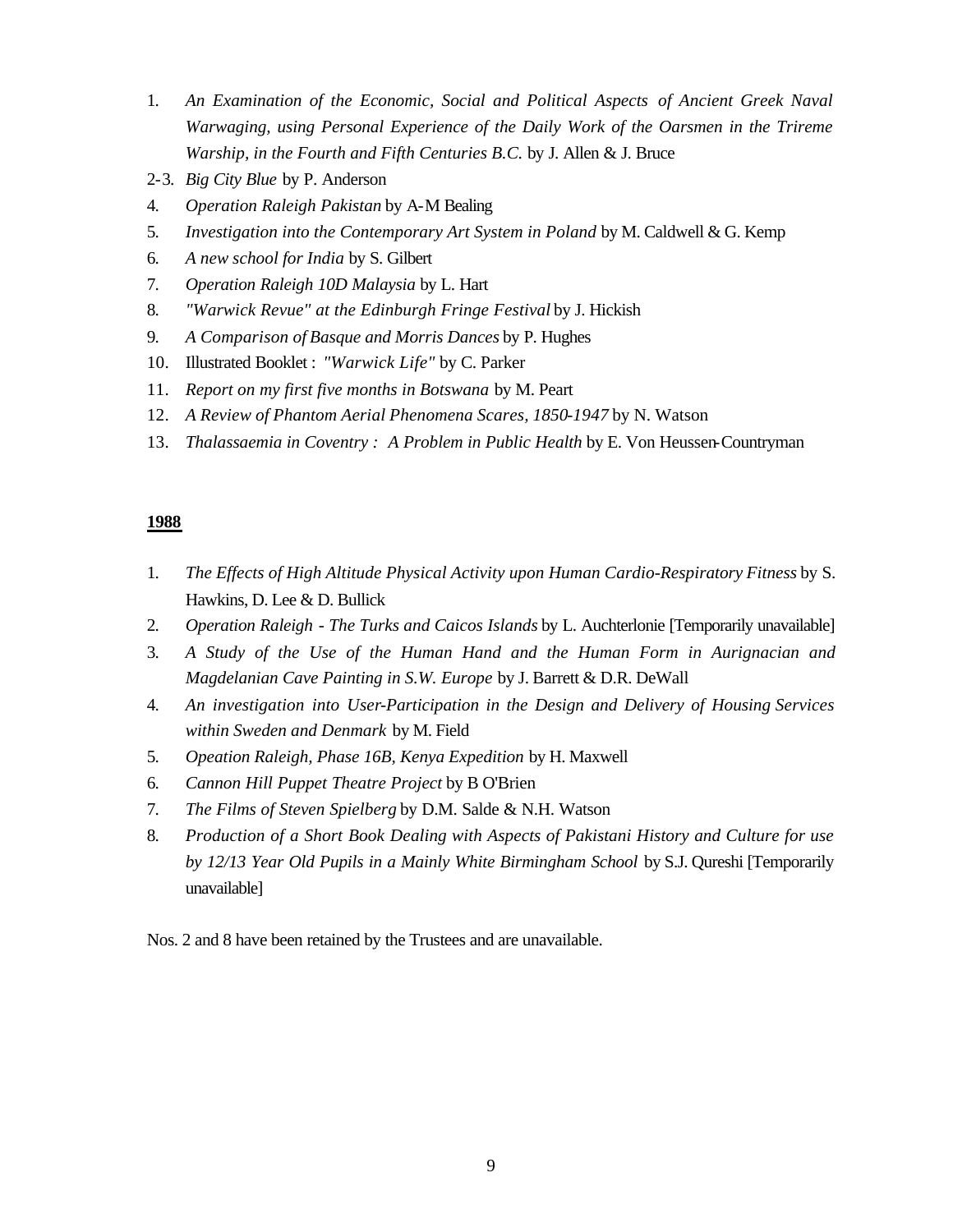1. *An Examination of the Economic, Social and Political Aspects of Ancient Greek Naval Warwaging, using Personal Experience of the Daily Work of the Oarsmen in the Trireme Warship, in the Fourth and Fifth Centuries B.C.* by J. Allen & J. Bruce
2-3. *Big City Blue* by P. Anderson
4. *Operation Raleigh Pakistan* by A-M Bealing
5. *Investigation into the Contemporary Art System in Poland* by M. Caldwell & G. Kemp
6. *A new school for India* by S. Gilbert
7. *Operation Raleigh 10D Malaysia* by L. Hart
8. *"Warwick Revue" at the Edinburgh Fringe Festival* by J. Hickish
9. *A Comparison of Basque and Morris Dances* by P. Hughes
10. Illustrated Booklet : *"Warwick Life"* by C. Parker
11. *Report on my first five months in Botswana* by M. Peart
12. *A Review of Phantom Aerial Phenomena Scares, 1850-1947* by N. Watson
13. *Thalassaemia in Coventry : A Problem in Public Health* by E. Von Heussen-Countryman

**1988**

1. *The Effects of High Altitude Physical Activity upon Human Cardio-Respiratory Fitness* by S. Hawkins, D. Lee & D. Bullick
2. *Operation Raleigh - The Turks and Caicos Islands* by L. Auchterlonie [Temporarily unavailable]
3. *A Study of the Use of the Human Hand and the Human Form in Aurignacian and Magdelanian Cave Painting in S.W. Europe* by J. Barrett & D.R. DeWall
4. *An investigation into User-Participation in the Design and Delivery of Housing Services within Sweden and Denmark* by M. Field
5. *Opeation Raleigh, Phase 16B, Kenya Expedition* by H. Maxwell
6. *Cannon Hill Puppet Theatre Project* by B O'Brien
7. *The Films of Steven Spielberg* by D.M. Salde & N.H. Watson
8. *Production of a Short Book Dealing with Aspects of Pakistani History and Culture for use by 12/13 Year Old Pupils in a Mainly White Birmingham School* by S.J. Qureshi [Temporarily unavailable]

Nos. 2 and 8 have been retained by the Trustees and are unavailable.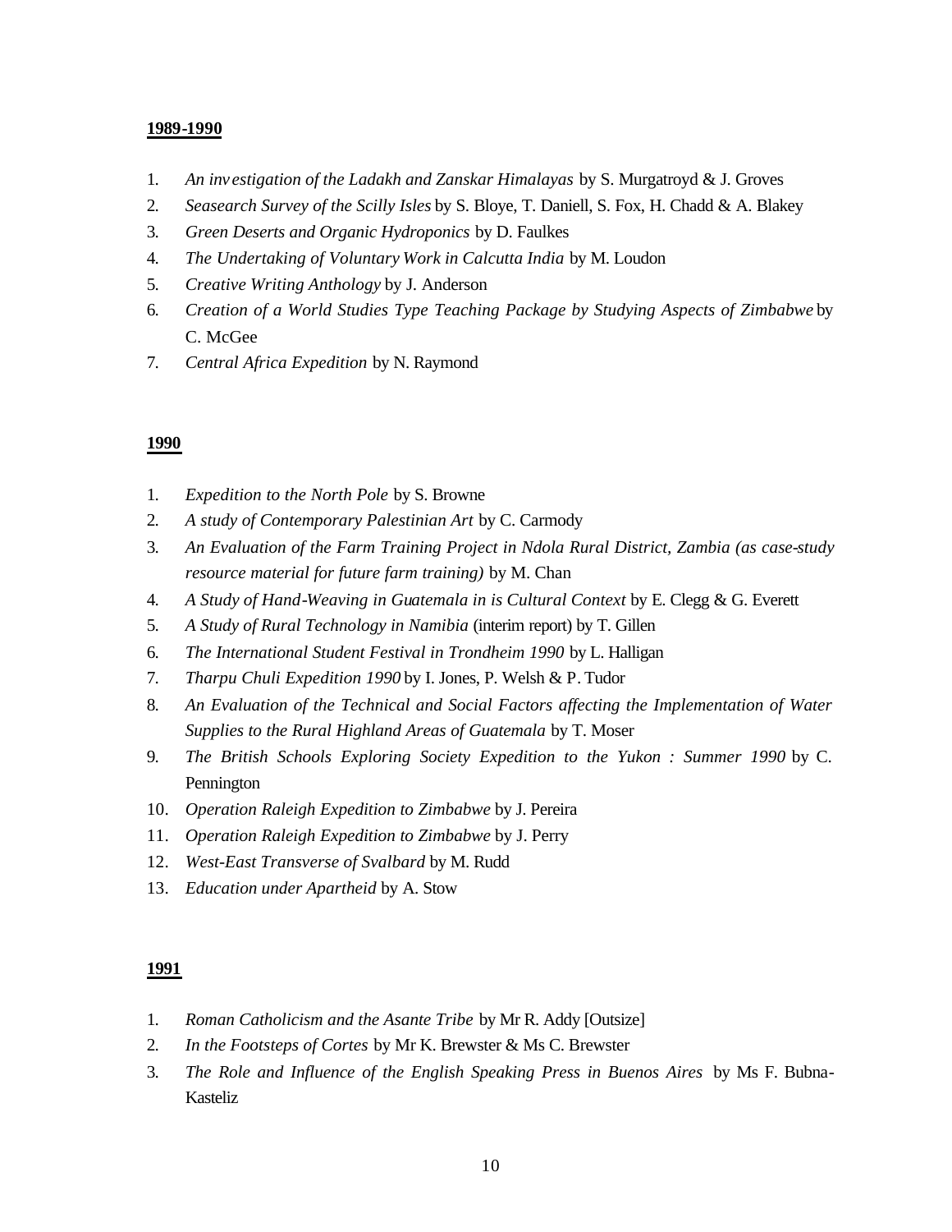**1989-1990**

1. *An investigation of the Ladakh and Zanskar Himalayas* by S. Murgatroyd & J. Groves
2. *Seasearch Survey of the Scilly Isles* by S. Bloye, T. Daniell, S. Fox, H. Chadd & A. Blakey
3. *Green Deserts and Organic Hydroponics* by D. Faulkes
4. *The Undertaking of Voluntary Work in Calcutta India* by M. Loudon
5. *Creative Writing Anthology* by J. Anderson
6. *Creation of a World Studies Type Teaching Package by Studying Aspects of Zimbabwe* by C. McGee
7. *Central Africa Expedition* by N. Raymond

**1990**

1. *Expedition to the North Pole* by S. Browne
2. *A study of Contemporary Palestinian Art* by C. Carmody
3. *An Evaluation of the Farm Training Project in Ndola Rural District, Zambia (as case-study resource material for future farm training)* by M. Chan
4. *A Study of Hand-Weaving in Guatemala in is Cultural Context* by E. Clegg & G. Everett
5. *A Study of Rural Technology in Namibia* (interim report) by T. Gillen
6. *The International Student Festival in Trondheim 1990* by L. Halligan
7. *Tharpu Chuli Expedition 1990* by I. Jones, P. Welsh & P. Tudor
8. *An Evaluation of the Technical and Social Factors affecting the Implementation of Water Supplies to the Rural Highland Areas of Guatemala* by T. Moser
9. *The British Schools Exploring Society Expedition to the Yukon : Summer 1990* by C. Pennington
10. *Operation Raleigh Expedition to Zimbabwe* by J. Pereira
11. *Operation Raleigh Expedition to Zimbabwe* by J. Perry
12. *West-East Transverse of Svalbard* by M. Rudd
13. *Education under Apartheid* by A. Stow

**1991**

1. *Roman Catholicism and the Asante Tribe* by Mr R. Addy [Outsize]
2. *In the Footsteps of Cortes* by Mr K. Brewster & Ms C. Brewster
3. *The Role and Influence of the English Speaking Press in Buenos Aires* by Ms F. Bubna-Kasteliz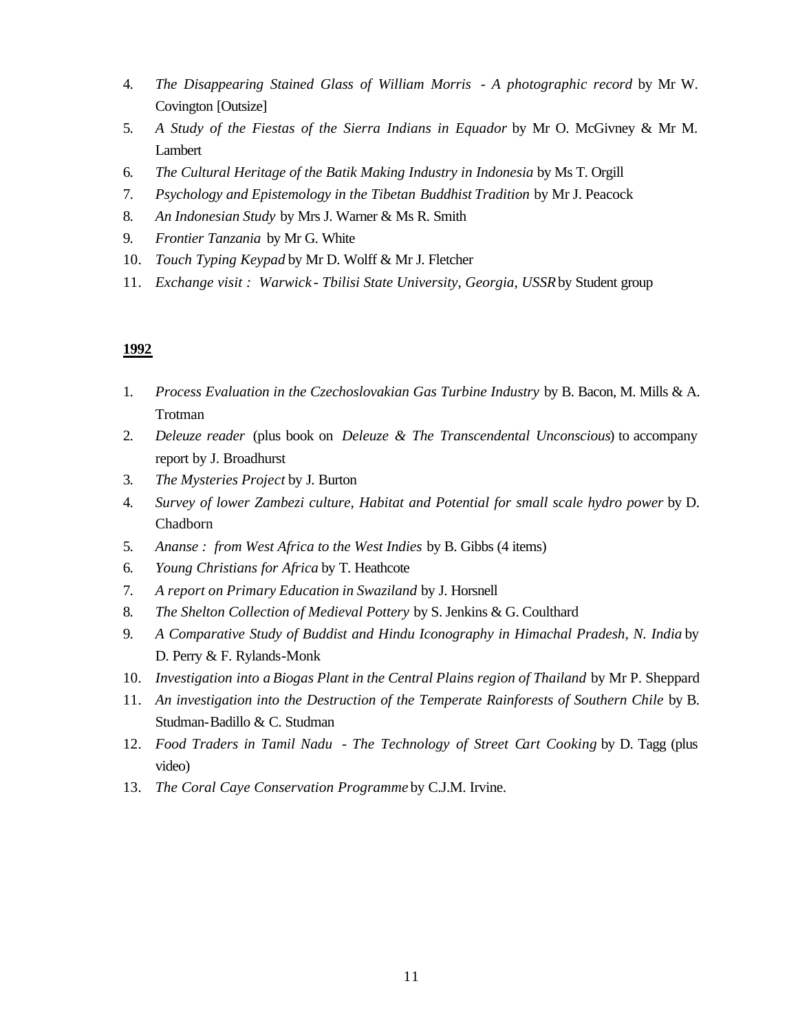4. *The Disappearing Stained Glass of William Morris - A photographic record* by Mr W. Covington [Outsize]
5. *A Study of the Fiestas of the Sierra Indians in Equador* by Mr O. McGivney & Mr M. Lambert
6. *The Cultural Heritage of the Batik Making Industry in Indonesia* by Ms T. Orgill
7. *Psychology and Epistemology in the Tibetan Buddhist Tradition* by Mr J. Peacock
8. *An Indonesian Study* by Mrs J. Warner & Ms R. Smith
9. *Frontier Tanzania* by Mr G. White
10. *Touch Typing Keypad* by Mr D. Wolff & Mr J. Fletcher
11. *Exchange visit : Warwick - Tbilisi State University, Georgia, USSR* by Student group

**1992**

1. *Process Evaluation in the Czechoslovakian Gas Turbine Industry* by B. Bacon, M. Mills & A. Trotman
2. *Deleuze reader* (plus book on *Deleuze & The Transcendental Unconscious*) to accompany report by J. Broadhurst
3. *The Mysteries Project* by J. Burton
4. *Survey of lower Zambezi culture, Habitat and Potential for small scale hydro power* by D. Chadborn
5. *Ananse : from West Africa to the West Indies* by B. Gibbs (4 items)
6. *Young Christians for Africa* by T. Heathcote
7. *A report on Primary Education in Swaziland* by J. Horsnell
8. *The Shelton Collection of Medieval Pottery* by S. Jenkins & G. Coulthard
9. *A Comparative Study of Buddist and Hindu Iconography in Himachal Pradesh, N. India* by D. Perry & F. Rylands-Monk
10. *Investigation into a Biogas Plant in the Central Plains region of Thailand* by Mr P. Sheppard
11. *An investigation into the Destruction of the Temperate Rainforests of Southern Chile* by B. Studman-Badillo & C. Studman
12. *Food Traders in Tamil Nadu - The Technology of Street Cart Cooking* by D. Tagg (plus video)
13. *The Coral Caye Conservation Programme* by C.J.M. Irvine.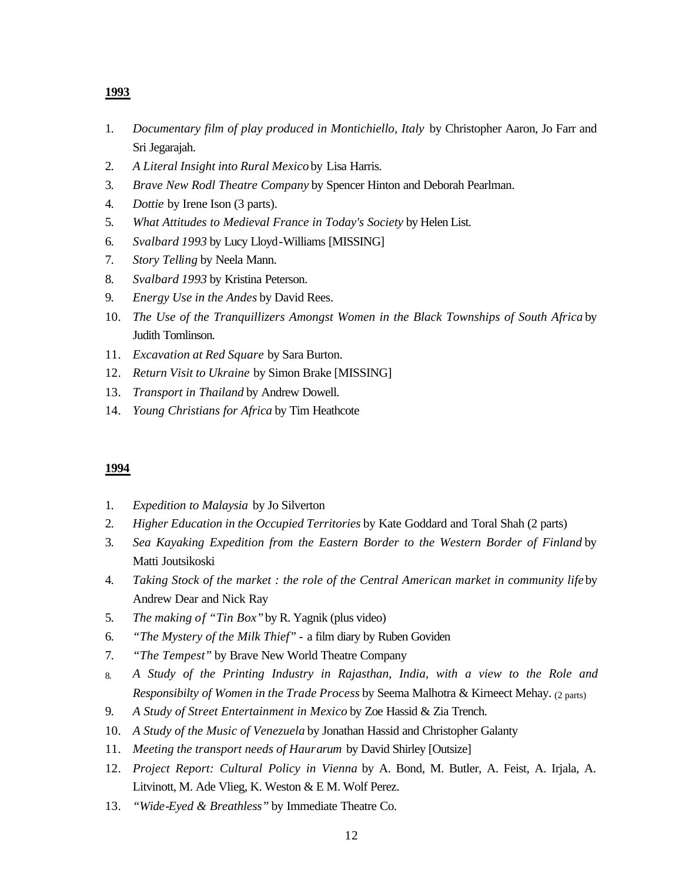**1993**

1. *Documentary film of play produced in Montichiello, Italy* by Christopher Aaron, Jo Farr and Sri Jegarajah.
2. *A Literal Insight into Rural Mexico* by Lisa Harris.
3. *Brave New Rodl Theatre Company* by Spencer Hinton and Deborah Pearlman.
4. *Dottie* by Irene Ison (3 parts).
5. *What Attitudes to Medieval France in Today's Society* by Helen List.
6. *Svalbard 1993* by Lucy Lloyd-Williams [MISSING]
7. *Story Telling* by Neela Mann.
8. *Svalbard 1993* by Kristina Peterson.
9. *Energy Use in the Andes* by David Rees.
10. *The Use of the Tranquillizers Amongst Women in the Black Townships of South Africa* by Judith Tomlinson.
11. *Excavation at Red Square* by Sara Burton.
12. *Return Visit to Ukraine* by Simon Brake [MISSING]
13. *Transport in Thailand* by Andrew Dowell.
14. *Young Christians for Africa* by Tim Heathcote

**1994**

1. *Expedition to Malaysia* by Jo Silverton
2. *Higher Education in the Occupied Territories* by Kate Goddard and Toral Shah (2 parts)
3. *Sea Kayaking Expedition from the Eastern Border to the Western Border of Finland* by Matti Joutsikoski
4. *Taking Stock of the market : the role of the Central American market in community life* by Andrew Dear and Nick Ray
5. *The making of "Tin Box"* by R. Yagnik (plus video)
6. *"The Mystery of the Milk Thief"* - a film diary by Ruben Goviden
7. *"The Tempest"* by Brave New World Theatre Company
8. *A Study of the Printing Industry in Rajasthan, India, with a view to the Role and Responsibilty of Women in the Trade Process* by Seema Malhotra & Kirneect Mehay. (2 parts)
9. *A Study of Street Entertainment in Mexico* by Zoe Hassid & Zia Trench.
10. *A Study of the Music of Venezuela* by Jonathan Hassid and Christopher Galanty
11. *Meeting the transport needs of Haurarum* by David Shirley [Outsize]
12. *Project Report: Cultural Policy in Vienna* by A. Bond, M. Butler, A. Feist, A. Irjala, A. Litvinott, M. Ade Vlieg, K. Weston & E M. Wolf Perez.
13. *"Wide-Eyed & Breathless"* by Immediate Theatre Co.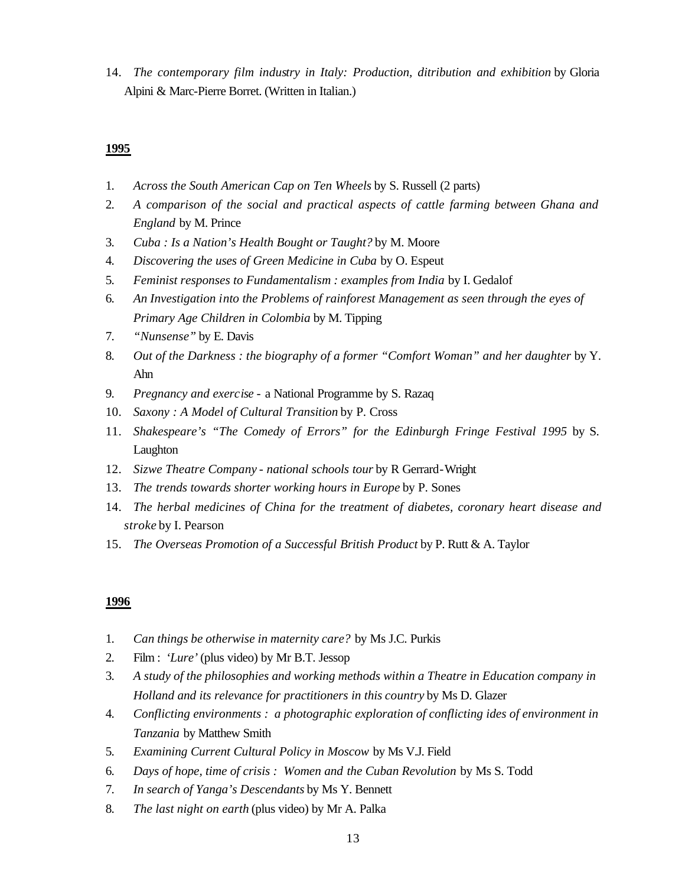14. *The contemporary film industry in Italy: Production, ditribution and exhibition* by Gloria Alpini & Marc-Pierre Borret. (Written in Italian.)

**1995**

1. *Across the South American Cap on Ten Wheels* by S. Russell (2 parts)
2. *A comparison of the social and practical aspects of cattle farming between Ghana and England* by M. Prince
3. *Cuba : Is a Nation's Health Bought or Taught?* by M. Moore
4. *Discovering the uses of Green Medicine in Cuba* by O. Espeut
5. *Feminist responses to Fundamentalism : examples from India* by I. Gedalof
6. *An Investigation into the Problems of rainforest Management as seen through the eyes of Primary Age Children in Colombia* by M. Tipping
7. *"Nunsense"* by E. Davis
8. *Out of the Darkness : the biography of a former "Comfort Woman" and her daughter* by Y. Ahn
9. *Pregnancy and exercise* - a National Programme by S. Razaq
10. *Saxony : A Model of Cultural Transition* by P. Cross
11. *Shakespeare's "The Comedy of Errors" for the Edinburgh Fringe Festival 1995* by S. Laughton
12. *Sizwe Theatre Company - national schools tour* by R Gerrard-Wright
13. *The trends towards shorter working hours in Europe* by P. Sones
14. *The herbal medicines of China for the treatment of diabetes, coronary heart disease and stroke* by I. Pearson
15. *The Overseas Promotion of a Successful British Product* by P. Rutt & A. Taylor

**1996**

1. *Can things be otherwise in maternity care?* by Ms J.C. Purkis
2. Film : *'Lure'* (plus video) by Mr B.T. Jessop
3. *A study of the philosophies and working methods within a Theatre in Education company in Holland and its relevance for practitioners in this country* by Ms D. Glazer
4. *Conflicting environments : a photographic exploration of conflicting ides of environment in Tanzania* by Matthew Smith
5. *Examining Current Cultural Policy in Moscow* by Ms V.J. Field
6. *Days of hope, time of crisis : Women and the Cuban Revolution* by Ms S. Todd
7. *In search of Yanga's Descendants* by Ms Y. Bennett
8. *The last night on earth* (plus video) by Mr A. Palka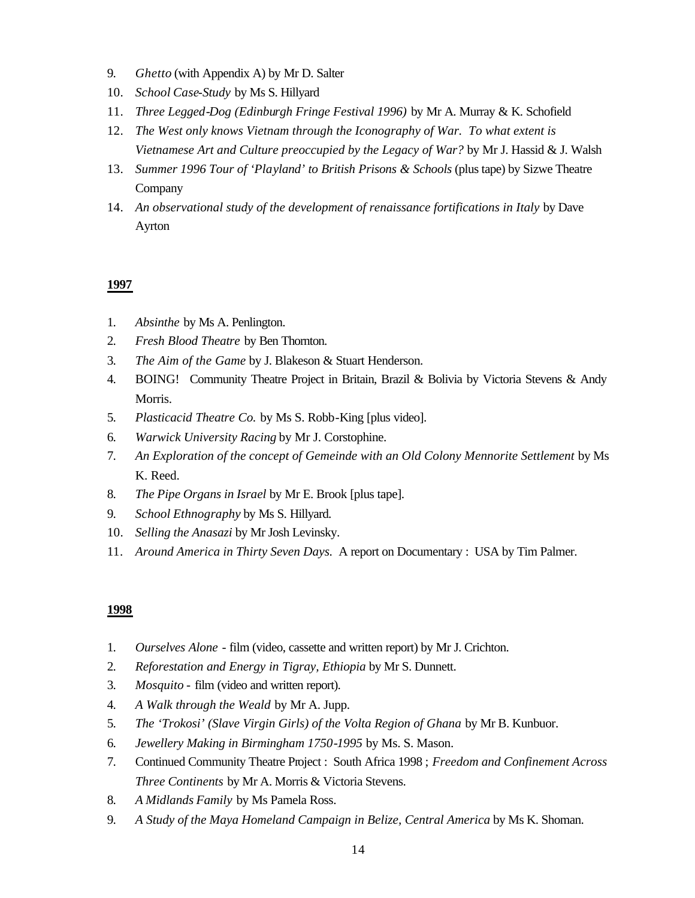9. *Ghetto* (with Appendix A) by Mr D. Salter
10. *School Case-Study* by Ms S. Hillyard
11. *Three Legged-Dog (Edinburgh Fringe Festival 1996)* by Mr A. Murray & K. Schofield
12. *The West only knows Vietnam through the Iconography of War. To what extent is Vietnamese Art and Culture preoccupied by the Legacy of War?* by Mr J. Hassid & J. Walsh
13. *Summer 1996 Tour of 'Playland' to British Prisons & Schools* (plus tape) by Sizwe Theatre Company
14. *An observational study of the development of renaissance fortifications in Italy* by Dave Ayrton

**1997**

1. *Absinthe* by Ms A. Penlington.
2. *Fresh Blood Theatre* by Ben Thornton.
3. *The Aim of the Game* by J. Blakeson & Stuart Henderson.
4. BOING! Community Theatre Project in Britain, Brazil & Bolivia by Victoria Stevens & Andy Morris.
5. *Plasticacid Theatre Co.* by Ms S. Robb-King [plus video].
6. *Warwick University Racing* by Mr J. Corstophine.
7. *An Exploration of the concept of Gemeinde with an Old Colony Mennorite Settlement* by Ms K. Reed.
8. *The Pipe Organs in Israel* by Mr E. Brook [plus tape].
9. *School Ethnography* by Ms S. Hillyard.
10. *Selling the Anasazi* by Mr Josh Levinsky.
11. *Around America in Thirty Seven Days.* A report on Documentary : USA by Tim Palmer.

**1998**

1. *Ourselves Alone* - film (video, cassette and written report) by Mr J. Crichton.
2. *Reforestation and Energy in Tigray, Ethiopia* by Mr S. Dunnett.
3. *Mosquito* - film (video and written report).
4. *A Walk through the Weald* by Mr A. Jupp.
5. *The 'Trokosi' (Slave Virgin Girls) of the Volta Region of Ghana* by Mr B. Kunbuor.
6. *Jewellery Making in Birmingham 1750-1995* by Ms. S. Mason.
7. Continued Community Theatre Project : South Africa 1998 ; *Freedom and Confinement Across Three Continents* by Mr A. Morris & Victoria Stevens.
8. *A Midlands Family* by Ms Pamela Ross.
9. *A Study of the Maya Homeland Campaign in Belize, Central America* by Ms K. Shoman.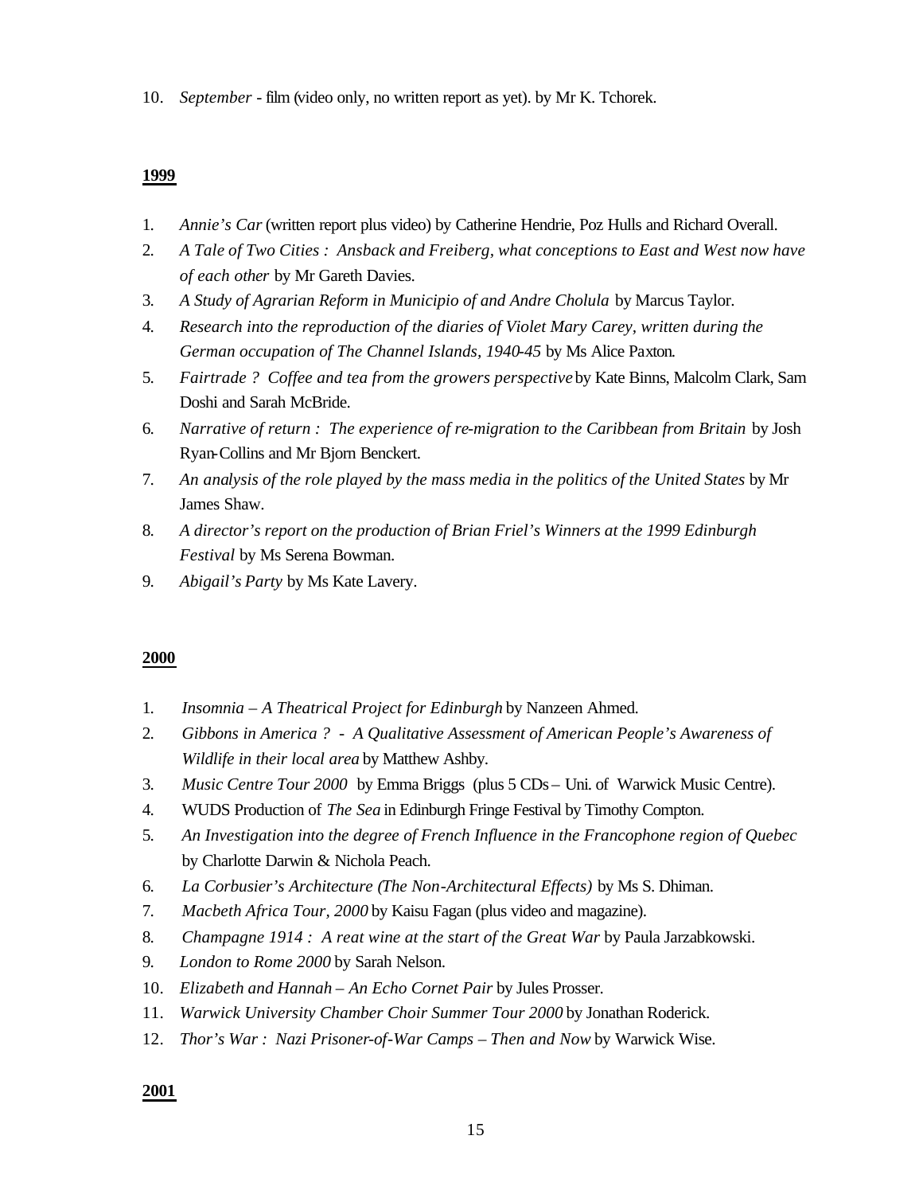10. *September* - film (video only, no written report as yet). by Mr K. Tchorek.

**1999**

1. *Annie's Car* (written report plus video) by Catherine Hendrie, Poz Hulls and Richard Overall.
2. *A Tale of Two Cities : Ansback and Freiberg, what conceptions to East and West now have of each other* by Mr Gareth Davies.
3. *A Study of Agrarian Reform in Municipio of and Andre Cholula* by Marcus Taylor.
4. *Research into the reproduction of the diaries of Violet Mary Carey, written during the German occupation of The Channel Islands, 1940-45* by Ms Alice Paxton.
5. *Fairtrade ? Coffee and tea from the growers perspective* by Kate Binns, Malcolm Clark, Sam Doshi and Sarah McBride.
6. *Narrative of return : The experience of re-migration to the Caribbean from Britain* by Josh Ryan-Collins and Mr Bjorn Benckert.
7. *An analysis of the role played by the mass media in the politics of the United States* by Mr James Shaw.
8. *A director's report on the production of Brian Friel's Winners at the 1999 Edinburgh Festival* by Ms Serena Bowman.
9. *Abigail's Party* by Ms Kate Lavery.

**2000**

1. *Insomnia – A Theatrical Project for Edinburgh* by Nanzeen Ahmed.
2. *Gibbons in America ? - A Qualitative Assessment of American People's Awareness of Wildlife in their local area* by Matthew Ashby.
3. *Music Centre Tour 2000* by Emma Briggs (plus 5 CDs – Uni. of Warwick Music Centre).
4. WUDS Production of *The Sea* in Edinburgh Fringe Festival by Timothy Compton.
5. *An Investigation into the degree of French Influence in the Francophone region of Quebec* by Charlotte Darwin & Nichola Peach.
6. *La Corbusier's Architecture (The Non-Architectural Effects)* by Ms S. Dhiman.
7. *Macbeth Africa Tour, 2000* by Kaisu Fagan (plus video and magazine).
8. *Champagne 1914 : A reat wine at the start of the Great War* by Paula Jarzabkowski.
9. *London to Rome 2000* by Sarah Nelson.
10. *Elizabeth and Hannah – An Echo Cornet Pair* by Jules Prosser.
11. *Warwick University Chamber Choir Summer Tour 2000* by Jonathan Roderick.
12. *Thor's War : Nazi Prisoner-of-War Camps – Then and Now* by Warwick Wise.

**2001**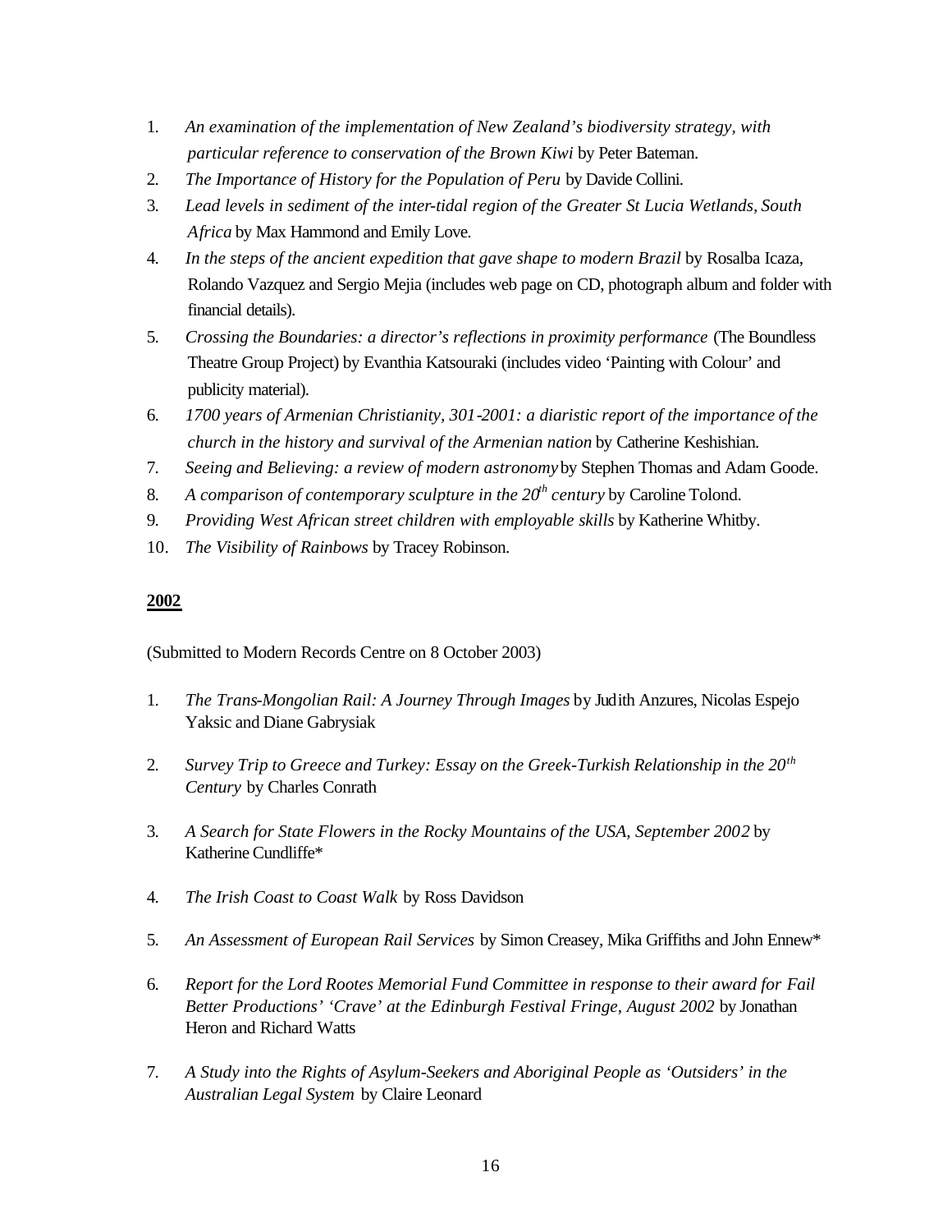1. *An examination of the implementation of New Zealand's biodiversity strategy, with particular reference to conservation of the Brown Kiwi* by Peter Bateman.
2. *The Importance of History for the Population of Peru* by Davide Collini.
3. *Lead levels in sediment of the inter-tidal region of the Greater St Lucia Wetlands, South Africa* by Max Hammond and Emily Love.
4. *In the steps of the ancient expedition that gave shape to modern Brazil* by Rosalba Icaza, Rolando Vazquez and Sergio Mejia (includes web page on CD, photograph album and folder with financial details).
5. *Crossing the Boundaries: a director's reflections in proximity performance* (The Boundless Theatre Group Project) by Evanthia Katsouraki (includes video 'Painting with Colour' and publicity material).
6. *1700 years of Armenian Christianity, 301-2001: a diaristic report of the importance of the church in the history and survival of the Armenian nation* by Catherine Keshishian.
7. *Seeing and Believing: a review of modern astronomy* by Stephen Thomas and Adam Goode.
8. *A comparison of contemporary sculpture in the 20th century* by Caroline Tolond.
9. *Providing West African street children with employable skills* by Katherine Whitby.
10. *The Visibility of Rainbows* by Tracey Robinson.

**2002**

(Submitted to Modern Records Centre on 8 October 2003)

1. *The Trans-Mongolian Rail: A Journey Through Images* by Judith Anzures, Nicolas Espejo Yaksic and Diane Gabrysiak

2. *Survey Trip to Greece and Turkey: Essay on the Greek-Turkish Relationship in the 20th Century* by Charles Conrath

3. *A Search for State Flowers in the Rocky Mountains of the USA, September 2002* by Katherine Cundliffe*

4. *The Irish Coast to Coast Walk* by Ross Davidson

5. *An Assessment of European Rail Services* by Simon Creasey, Mika Griffiths and John Ennew*

6. *Report for the Lord Rootes Memorial Fund Committee in response to their award for Fail Better Productions' 'Crave' at the Edinburgh Festival Fringe, August 2002* by Jonathan Heron and Richard Watts

7. *A Study into the Rights of Asylum-Seekers and Aboriginal People as 'Outsiders' in the Australian Legal System* by Claire Leonard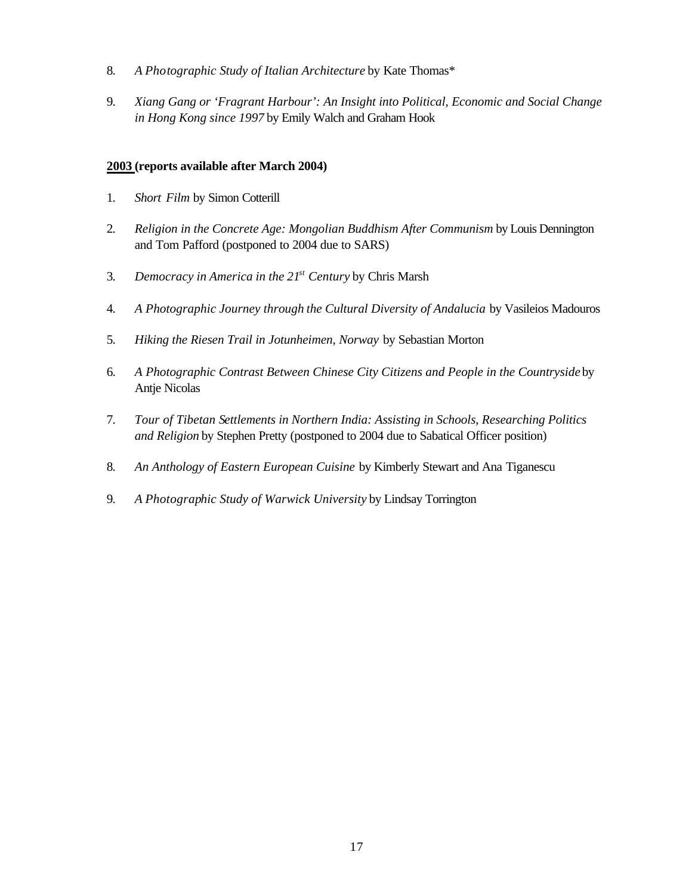8. *A Photographic Study of Italian Architecture* by Kate Thomas*

9. *Xiang Gang or 'Fragrant Harbour': An Insight into Political, Economic and Social Change in Hong Kong since 1997* by Emily Walch and Graham Hook

**<u>2003</u> (reports available after March 2004)**

1. *Short Film* by Simon Cotterill

2. *Religion in the Concrete Age: Mongolian Buddhism After Communism* by Louis Dennington and Tom Pafford (postponed to 2004 due to SARS)

3. *Democracy in America in the 21st Century* by Chris Marsh

4. *A Photographic Journey through the Cultural Diversity of Andalucia* by Vasileios Madouros

5. *Hiking the Riesen Trail in Jotunheimen, Norway* by Sebastian Morton

6. *A Photographic Contrast Between Chinese City Citizens and People in the Countryside* by Antje Nicolas

7. *Tour of Tibetan Settlements in Northern India: Assisting in Schools, Researching Politics and Religion* by Stephen Pretty (postponed to 2004 due to Sabatical Officer position)

8. *An Anthology of Eastern European Cuisine* by Kimberly Stewart and Ana Tiganescu

9. *A Photographic Study of Warwick University* by Lindsay Torrington